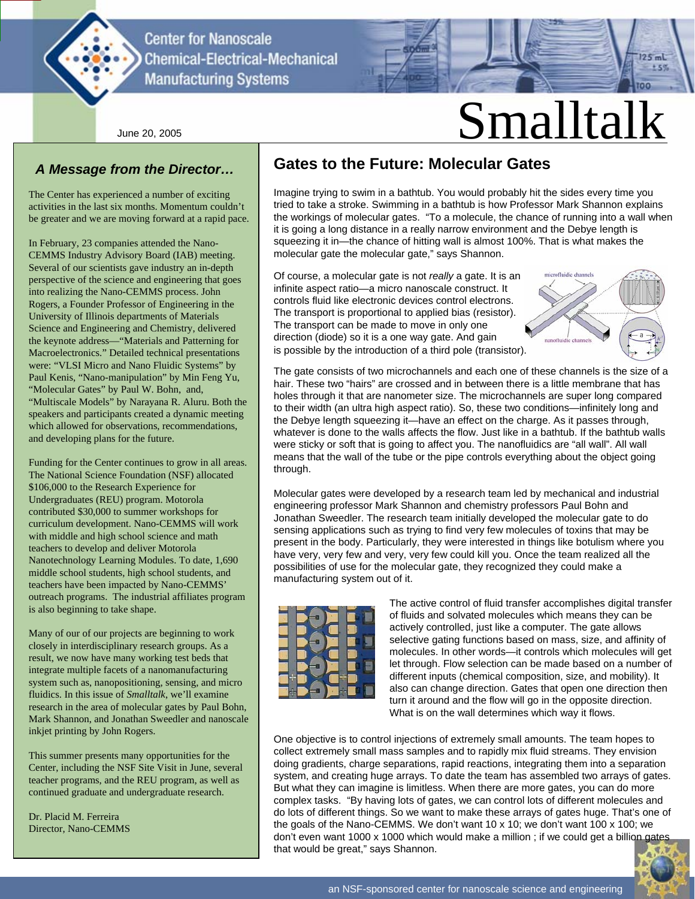Center for Nanoscale Chemical-Electrical-Mechanical Manufacturing Systems

# Smalltalk

June 20, 2005

## A Message from the Director…

The Center has experienced a number of exciting activities in the last six months. Momentum couldn't be greater and we are moving forward at a rapid pace.

In February, 23 companies attended the Nano-CEMMS Industry Advisory Board (IAB) meeting. Several of our scientists gave industry an in-depth perspective of the science and engineering that goes into realizing the Nano-CEMMS process. John Rogers, a Founder Professor of Engineering in the University of Illinois departments of Materials Science and Engineering and Chemistry, delivered the keynote address—"Materials and Patterning for Macroelectronics." Detailed technical presentations were: "VLSI Micro and Nano Fluidic Systems" by Paul Kenis, "Nano-manipulation" by Min Feng Yu, "Molecular Gates" by Paul W. Bohn, and, "Multiscale Models" by Narayana R. Aluru. Both the speakers and participants created a dynamic meeting which allowed for observations, recommendations, and developing plans for the future.

Funding for the Center continues to grow in all areas. The National Science Foundation (NSF) allocated $106,000 to the Research Experience for Undergraduates (REU) program. Motorola contributed $30,000 to summer workshops for curriculum development. Nano-CEMMS will work with middle and high school science and math teachers to develop and deliver Motorola Nanotechnology Learning Modules. To date, 1,690 middle school students, high school students, and teachers have been impacted by Nano-CEMMS' outreach programs. The industrial affiliates program is also beginning to take shape.

Many of our of our projects are beginning to work closely in interdisciplinary research groups. As a result, we now have many working test beds that integrate multiple facets of a nanomanufacturing system such as, nanopositioning, sensing, and micro fluidics. In this issue of *Smalltalk*, we'll examine research in the area of molecular gates by Paul Bohn, Mark Shannon, and Jonathan Sweedler and nanoscale inkjet printing by John Rogers.

This summer presents many opportunities for the Center, including the NSF Site Visit in June, several teacher programs, and the REU program, as well as continued graduate and undergraduate research.

Dr. Placid M. Ferreira
Director, Nano-CEMMS

## Gates to the Future: Molecular Gates

Imagine trying to swim in a bathtub. You would probably hit the sides every time you tried to take a stroke. Swimming in a bathtub is how Professor Mark Shannon explains the workings of molecular gates. "To a molecule, the chance of running into a wall when it is going a long distance in a really narrow environment and the Debye length is squeezing it in—the chance of hitting wall is almost 100%. That is what makes the molecular gate the molecular gate," says Shannon.

Of course, a molecular gate is not *really* a gate. It is an infinite aspect ratio—a micro nanoscale construct. It controls fluid like electronic devices control electrons. The transport is proportional to applied bias (resistor). The transport can be made to move in only one direction (diode) so it is a one way gate. And gain is possible by the introduction of a third pole (transistor).

The gate consists of two microchannels and each one of these channels is the size of a hair. These two "hairs" are crossed and in between there is a little membrane that has holes through it that are nanometer size. The microchannels are super long compared to their width (an ultra high aspect ratio). So, these two conditions—infinitely long and the Debye length squeezing it—have an effect on the charge. As it passes through, whatever is done to the walls affects the flow. Just like in a bathtub. If the bathtub walls were sticky or soft that is going to affect you. The nanofluidics are "all wall". All wall means that the wall of the tube or the pipe controls everything about the object going through.

Molecular gates were developed by a research team led by mechanical and industrial engineering professor Mark Shannon and chemistry professors Paul Bohn and Jonathan Sweedler. The research team initially developed the molecular gate to do sensing applications such as trying to find very few molecules of toxins that may be present in the body. Particularly, they were interested in things like botulism where you have very, very few and very, very few could kill you. Once the team realized all the possibilities of use for the molecular gate, they recognized they could make a manufacturing system out of it.

The active control of fluid transfer accomplishes digital transfer of fluids and solvated molecules which means they can be actively controlled, just like a computer. The gate allows selective gating functions based on mass, size, and affinity of molecules. In other words—it controls which molecules will get let through. Flow selection can be made based on a number of different inputs (chemical composition, size, and mobility). It also can change direction. Gates that open one direction then turn it around and the flow will go in the opposite direction. What is on the wall determines which way it flows.

One objective is to control injections of extremely small amounts. The team hopes to collect extremely small mass samples and to rapidly mix fluid streams. They envision doing gradients, charge separations, rapid reactions, integrating them into a separation system, and creating huge arrays. To date the team has assembled two arrays of gates. But what they can imagine is limitless. When there are more gates, you can do more complex tasks. "By having lots of gates, we can control lots of different molecules and do lots of different things. So we want to make these arrays of gates huge. That's one of the goals of the Nano-CEMMS. We don't want 10 x 10; we don't want 100 x 100; we don't even want 1000 x 1000 which would make a million ; if we could get a billion gates that would be great," says Shannon.

an NSF-sponsored center for nanoscale science and engineering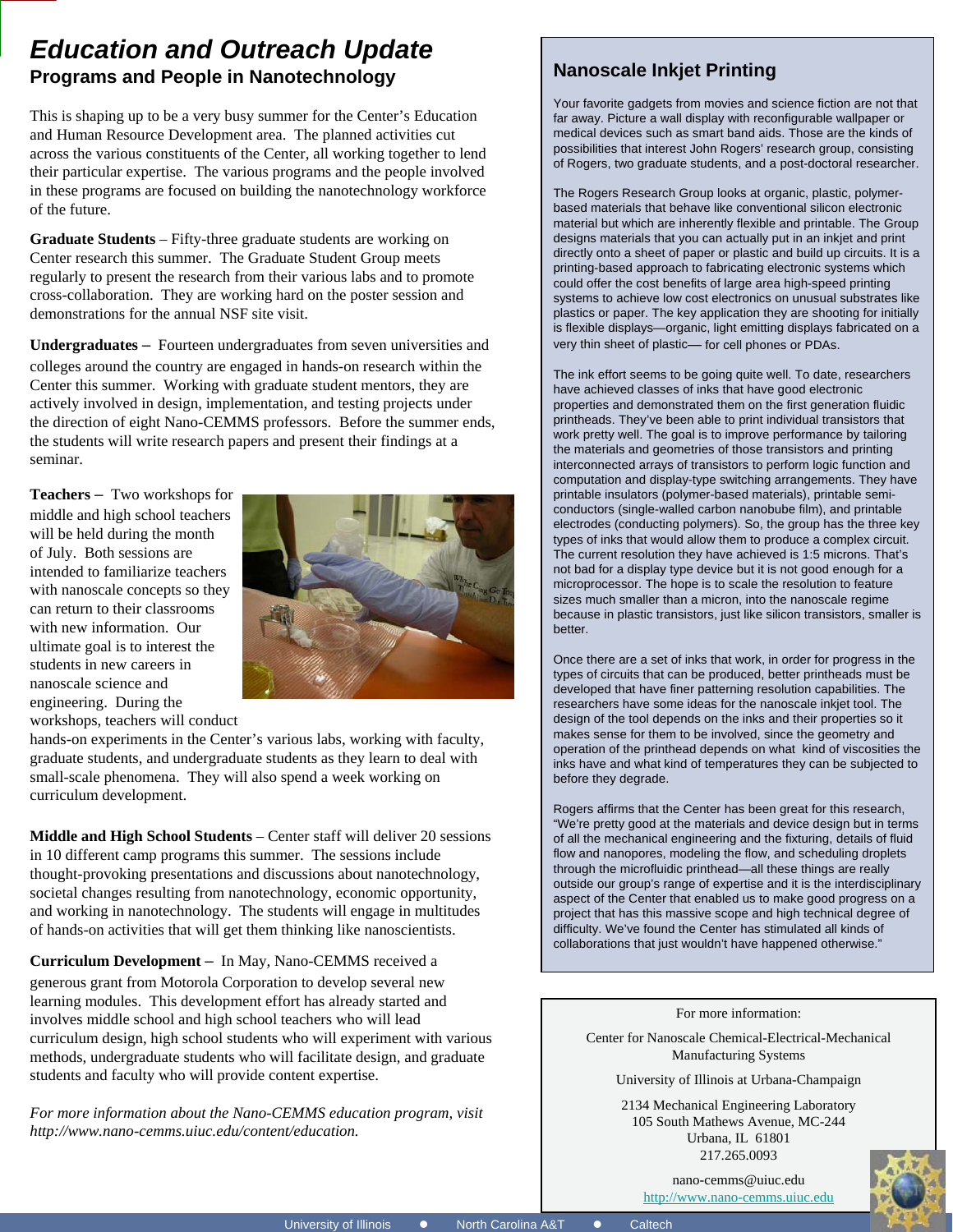# Education and Outreach Update

## Programs and People in Nanotechnology

This is shaping up to be a very busy summer for the Center's Education and Human Resource Development area. The planned activities cut across the various constituents of the Center, all working together to lend their particular expertise. The various programs and the people involved in these programs are focused on building the nanotechnology workforce of the future.

**Graduate Students** – Fifty-three graduate students are working on Center research this summer. The Graduate Student Group meets regularly to present the research from their various labs and to promote cross-collaboration. They are working hard on the poster session and demonstrations for the annual NSF site visit.

**Undergraduates –** Fourteen undergraduates from seven universities and colleges around the country are engaged in hands-on research within the Center this summer. Working with graduate student mentors, they are actively involved in design, implementation, and testing projects under the direction of eight Nano-CEMMS professors. Before the summer ends, the students will write research papers and present their findings at a seminar.

**Teachers –** Two workshops for middle and high school teachers will be held during the month of July. Both sessions are intended to familiarize teachers with nanoscale concepts so they can return to their classrooms with new information. Our ultimate goal is to interest the students in new careers in nanoscale science and engineering. During the workshops, teachers will conduct hands-on experiments in the Center's various labs, working with faculty, graduate students, and undergraduate students as they learn to deal with small-scale phenomena. They will also spend a week working on curriculum development.

**Middle and High School Students** – Center staff will deliver 20 sessions in 10 different camp programs this summer. The sessions include thought-provoking presentations and discussions about nanotechnology, societal changes resulting from nanotechnology, economic opportunity, and working in nanotechnology. The students will engage in multitudes of hands-on activities that will get them thinking like nanoscientists.

**Curriculum Development –** In May, Nano-CEMMS received a generous grant from Motorola Corporation to develop several new learning modules. This development effort has already started and involves middle school and high school teachers who will lead curriculum design, high school students who will experiment with various methods, undergraduate students who will facilitate design, and graduate students and faculty who will provide content expertise.

*For more information about the Nano-CEMMS education program, visit http://www.nano-cemms.uiuc.edu/content/education.*

## Nanoscale Inkjet Printing

Your favorite gadgets from movies and science fiction are not that far away. Picture a wall display with reconfigurable wallpaper or medical devices such as smart band aids. Those are the kinds of possibilities that interest John Rogers' research group, consisting of Rogers, two graduate students, and a post-doctoral researcher.

The Rogers Research Group looks at organic, plastic, polymer-based materials that behave like conventional silicon electronic material but which are inherently flexible and printable. The Group designs materials that you can actually put in an inkjet and print directly onto a sheet of paper or plastic and build up circuits. It is a printing-based approach to fabricating electronic systems which could offer the cost benefits of large area high-speed printing systems to achieve low cost electronics on unusual substrates like plastics or paper. The key application they are shooting for initially is flexible displays—organic, light emitting displays fabricated on a very thin sheet of plastic— for cell phones or PDAs.

The ink effort seems to be going quite well. To date, researchers have achieved classes of inks that have good electronic properties and demonstrated them on the first generation fluidic printheads. They've been able to print individual transistors that work pretty well. The goal is to improve performance by tailoring the materials and geometries of those transistors and printing interconnected arrays of transistors to perform logic function and computation and display-type switching arrangements. They have printable insulators (polymer-based materials), printable semi-conductors (single-walled carbon nanobube film), and printable electrodes (conducting polymers). So, the group has the three key types of inks that would allow them to produce a complex circuit. The current resolution they have achieved is 1:5 microns. That's not bad for a display type device but it is not good enough for a microprocessor. The hope is to scale the resolution to feature sizes much smaller than a micron, into the nanoscale regime because in plastic transistors, just like silicon transistors, smaller is better.

Once there are a set of inks that work, in order for progress in the types of circuits that can be produced, better printheads must be developed that have finer patterning resolution capabilities. The researchers have some ideas for the nanoscale inkjet tool. The design of the tool depends on the inks and their properties so it makes sense for them to be involved, since the geometry and operation of the printhead depends on what kind of viscosities the inks have and what kind of temperatures they can be subjected to before they degrade.

Rogers affirms that the Center has been great for this research, "We're pretty good at the materials and device design but in terms of all the mechanical engineering and the fixturing, details of fluid flow and nanopores, modeling the flow, and scheduling droplets through the microfluidic printhead—all these things are really outside our group's range of expertise and it is the interdisciplinary aspect of the Center that enabled us to make good progress on a project that has this massive scope and high technical degree of difficulty. We've found the Center has stimulated all kinds of collaborations that just wouldn't have happened otherwise."

For more information:

Center for Nanoscale Chemical-Electrical-Mechanical Manufacturing Systems

University of Illinois at Urbana-Champaign

2134 Mechanical Engineering Laboratory
105 South Mathews Avenue, MC-244
Urbana, IL 61801
217.265.0093

nano-cemms@uiuc.edu
http://www.nano-cemms.uiuc.edu

University of Illinois • North Carolina A&T • Caltech